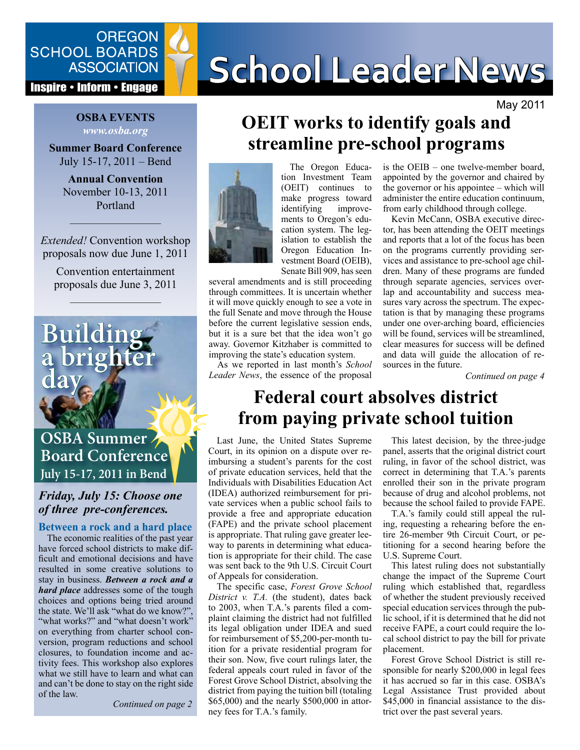OREGON SCHOOL BOARDS ASSOCIATION

Inspire • Inform • Engage

# School Leader News

May 2011

## OEIT works to identify goals and streamline pre-school programs

The Oregon Education Investment Team (OEIT) continues to make progress toward identifying improvements to Oregon's education system. The legislation to establish the Oregon Education Investment Board (OEIB), Senate Bill 909, has seen several amendments and is still proceeding through committees. It is uncertain whether it will move quickly enough to see a vote in the full Senate and move through the House before the current legislative session ends, but it is a sure bet that the idea won't go away. Governor Kitzhaber is committed to improving the state's education system.

As we reported in last month's *School Leader News*, the essence of the proposal is the OEIB – one twelve-member board, appointed by the governor and chaired by the governor or his appointee – which will administer the entire education continuum, from early childhood through college.

Kevin McCann, OSBA executive director, has been attending the OEIT meetings and reports that a lot of the focus has been on the programs currently providing services and assistance to pre-school age children. Many of these programs are funded through separate agencies, services overlap and accountability and success measures vary across the spectrum. The expectation is that by managing these programs under one over-arching board, efficiencies will be found, services will be streamlined, clear measures for success will be defined and data will guide the allocation of resources in the future.

*Continued on page 4*

## Federal court absolves district from paying private school tuition

Last June, the United States Supreme Court, in its opinion on a dispute over reimbursing a student's parents for the cost of private education services, held that the Individuals with Disabilities Education Act (IDEA) authorized reimbursement for private services when a public school fails to provide a free and appropriate education (FAPE) and the private school placement is appropriate. That ruling gave greater leeway to parents in determining what education is appropriate for their child. The case was sent back to the 9th U.S. Circuit Court of Appeals for consideration.

The specific case, *Forest Grove School District v. T.A.* (the student), dates back to 2003, when T.A.'s parents filed a complaint claiming the district had not fulfilled its legal obligation under IDEA and sued for reimbursement of $5,200-per-month tuition for a private residential program for their son. Now, five court rulings later, the federal appeals court ruled in favor of the Forest Grove School District, absolving the district from paying the tuition bill (totaling $65,000) and the nearly $500,000 in attorney fees for T.A.'s family.

This latest decision, by the three-judge panel, asserts that the original district court ruling, in favor of the school district, was correct in determining that T.A.'s parents enrolled their son in the private program because of drug and alcohol problems, not because the school failed to provide FAPE.

T.A.'s family could still appeal the ruling, requesting a rehearing before the entire 26-member 9th Circuit Court, or petitioning for a second hearing before the U.S. Supreme Court.

This latest ruling does not substantially change the impact of the Supreme Court ruling which established that, regardless of whether the student previously received special education services through the public school, if it is determined that he did not receive FAPE, a court could require the local school district to pay the bill for private placement.

Forest Grove School District is still responsible for nearly $200,000 in legal fees it has accrued so far in this case. OSBA's Legal Assistance Trust provided about $45,000 in financial assistance to the district over the past several years.

---

**OSBA EVENTS**

*www.osba.org*

**Summer Board Conference**
July 15-17, 2011 – Bend

**Annual Convention**
November 10-13, 2011
Portland

*Extended!* Convention workshop proposals now due June 1, 2011

Convention entertainment proposals due June 3, 2011

**Building a brighter day**

**OSBA Summer Board Conference**
**July 15-17, 2011 in Bend**

### *Friday, July 15: Choose one of three pre-conferences.*

#### Between a rock and a hard place

The economic realities of the past year have forced school districts to make difficult and emotional decisions and have resulted in some creative solutions to stay in business. ***Between a rock and a hard place*** addresses some of the tough choices and options being tried around the state. We'll ask "what do we know?", "what works?" and "what doesn't work" on everything from charter school conversion, program reductions and school closures, to foundation income and activity fees. This workshop also explores what we still have to learn and what can and can't be done to stay on the right side of the law.

*Continued on page 2*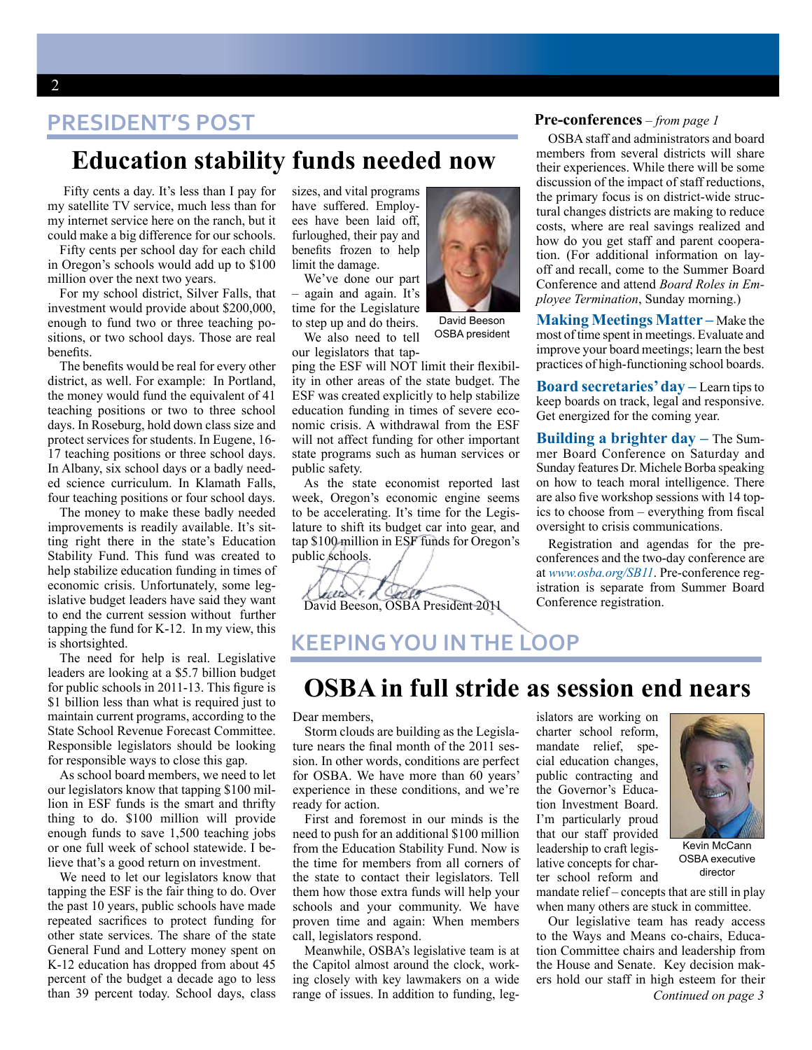## PRESIDENT'S POST

# Education stability funds needed now

Fifty cents a day. It's less than I pay for my satellite TV service, much less than for my internet service here on the ranch, but it could make a big difference for our schools.

Fifty cents per school day for each child in Oregon's schools would add up to $100 million over the next two years.

For my school district, Silver Falls, that investment would provide about $200,000, enough to fund two or three teaching positions, or two school days. Those are real benefits.

The benefits would be real for every other district, as well. For example: In Portland, the money would fund the equivalent of 41 teaching positions or two to three school days. In Roseburg, hold down class size and protect services for students. In Eugene, 16-17 teaching positions or three school days. In Albany, six school days or a badly needed science curriculum. In Klamath Falls, four teaching positions or four school days.

The money to make these badly needed improvements is readily available. It's sitting right there in the state's Education Stability Fund. This fund was created to help stabilize education funding in times of economic crisis. Unfortunately, some legislative budget leaders have said they want to end the current session without further tapping the fund for K-12. In my view, this is shortsighted.

The need for help is real. Legislative leaders are looking at a $5.7 billion budget for public schools in 2011-13. This figure is $1 billion less than what is required just to maintain current programs, according to the State School Revenue Forecast Committee. Responsible legislators should be looking for responsible ways to close this gap.

As school board members, we need to let our legislators know that tapping $100 million in ESF funds is the smart and thrifty thing to do. $100 million will provide enough funds to save 1,500 teaching jobs or one full week of school statewide. I believe that's a good return on investment.

We need to let our legislators know that tapping the ESF is the fair thing to do. Over the past 10 years, public schools have made repeated sacrifices to protect funding for other state services. The share of the state General Fund and Lottery money spent on K-12 education has dropped from about 45 percent of the budget a decade ago to less than 39 percent today. School days, class sizes, and vital programs have suffered. Employees have been laid off, furloughed, their pay and benefits frozen to help limit the damage.

David Beeson
OSBA president

We've done our part – again and again. It's time for the Legislature to step up and do theirs.

We also need to tell our legislators that tapping the ESF will NOT limit their flexibility in other areas of the state budget. The ESF was created explicitly to help stabilize education funding in times of severe economic crisis. A withdrawal from the ESF will not affect funding for other important state programs such as human services or public safety.

As the state economist reported last week, Oregon's economic engine seems to be accelerating. It's time for the Legislature to shift its budget car into gear, and tap $100 million in ESF funds for Oregon's public schools.

David Beeson, OSBA President 2011

**Pre-conferences** – *from page 1*

OSBA staff and administrators and board members from several districts will share their experiences. While there will be some discussion of the impact of staff reductions, the primary focus is on district-wide structural changes districts are making to reduce costs, where are real savings realized and how do you get staff and parent cooperation. (For additional information on layoff and recall, come to the Summer Board Conference and attend *Board Roles in Employee Termination*, Sunday morning.)

**Making Meetings Matter –** Make the most of time spent in meetings. Evaluate and improve your board meetings; learn the best practices of high-functioning school boards.

**Board secretaries' day –** Learn tips to keep boards on track, legal and responsive. Get energized for the coming year.

**Building a brighter day –** The Summer Board Conference on Saturday and Sunday features Dr. Michele Borba speaking on how to teach moral intelligence. There are also five workshop sessions with 14 topics to choose from – everything from fiscal oversight to crisis communications.

Registration and agendas for the pre-conferences and the two-day conference are at *www.osba.org/SB11*. Pre-conference registration is separate from Summer Board Conference registration.

## KEEPING YOU IN THE LOOP

# OSBA in full stride as session end nears

Dear members,

Storm clouds are building as the Legislature nears the final month of the 2011 session. In other words, conditions are perfect for OSBA. We have more than 60 years' experience in these conditions, and we're ready for action.

First and foremost in our minds is the need to push for an additional $100 million from the Education Stability Fund. Now is the time for members from all corners of the state to contact their legislators. Tell them how those extra funds will help your schools and your community. We have proven time and again: When members call, legislators respond.

Meanwhile, OSBA's legislative team is at the Capitol almost around the clock, working closely with key lawmakers on a wide range of issues. In addition to funding, legislators are working on charter school reform, mandate relief, special education changes, public contracting and the Governor's Education Investment Board. I'm particularly proud that our staff provided leadership to craft legislative concepts for charter school reform and mandate relief – concepts that are still in play when many others are stuck in committee.

Kevin McCann
OSBA executive director

Our legislative team has ready access to the Ways and Means co-chairs, Education Committee chairs and leadership from the House and Senate. Key decision makers hold our staff in high esteem for their

*Continued on page 3*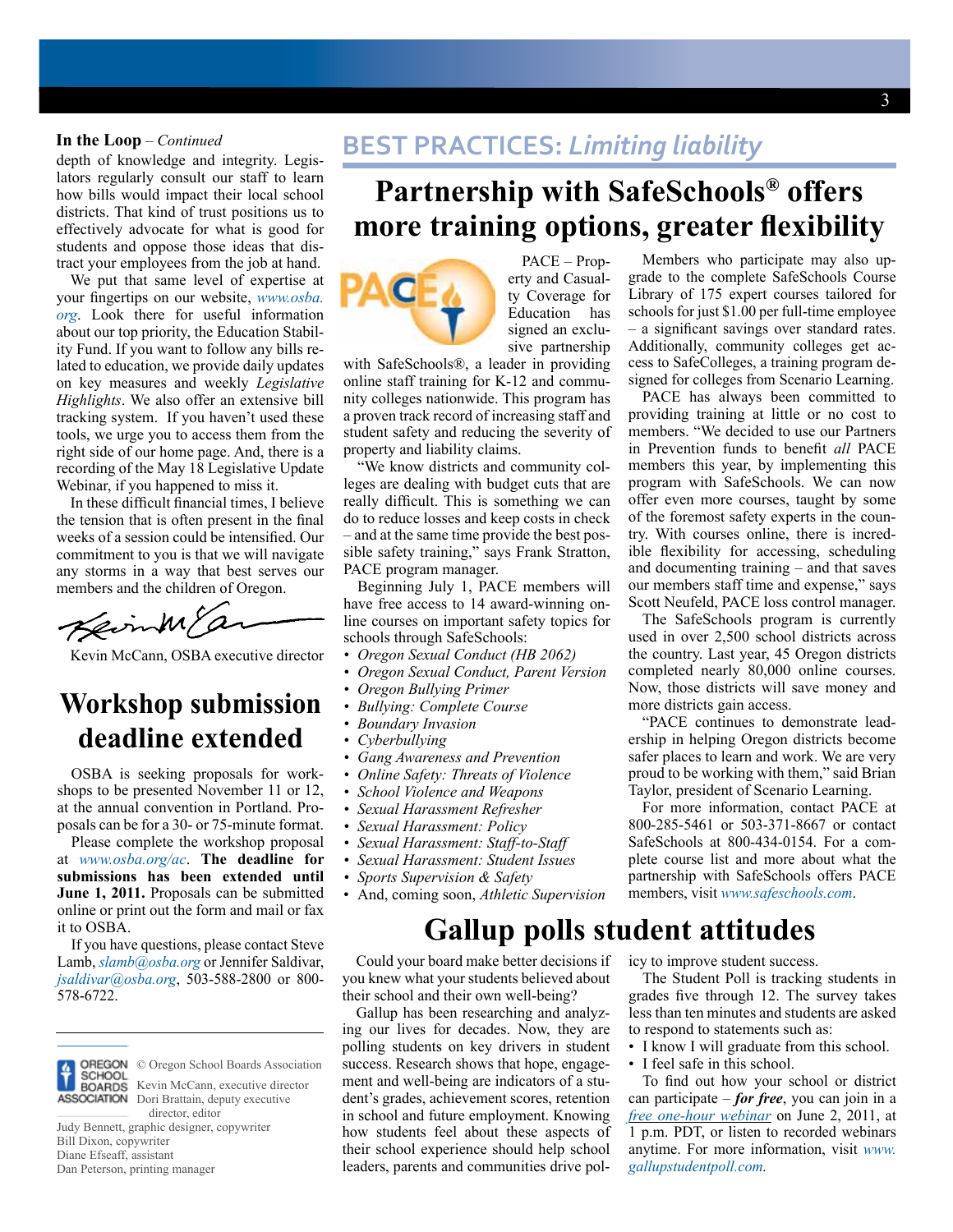**In the Loop** – *Continued*

depth of knowledge and integrity. Legislators regularly consult our staff to learn how bills would impact their local school districts. That kind of trust positions us to effectively advocate for what is good for students and oppose those ideas that distract your employees from the job at hand.

We put that same level of expertise at your fingertips on our website, *www.osba.org*. Look there for useful information about our top priority, the Education Stability Fund. If you want to follow any bills related to education, we provide daily updates on key measures and weekly *Legislative Highlights*. We also offer an extensive bill tracking system. If you haven't used these tools, we urge you to access them from the right side of our home page. And, there is a recording of the May 18 Legislative Update Webinar, if you happened to miss it.

In these difficult financial times, I believe the tension that is often present in the final weeks of a session could be intensified. Our commitment to you is that we will navigate any storms in a way that best serves our members and the children of Oregon.

Kevin McCann, OSBA executive director

# Workshop submission deadline extended

OSBA is seeking proposals for workshops to be presented November 11 or 12, at the annual convention in Portland. Proposals can be for a 30- or 75-minute format.

Please complete the workshop proposal at *www.osba.org/ac*. **The deadline for submissions has been extended until June 1, 2011.** Proposals can be submitted online or print out the form and mail or fax it to OSBA.

If you have questions, please contact Steve Lamb, *slamb@osba.org* or Jennifer Saldivar, *jsaldivar@osba.org*, 503-588-2800 or 800-578-6722.

---

© Oregon School Boards Association
Kevin McCann, executive director
Dori Brattain, deputy executive director, editor
Judy Bennett, graphic designer, copywriter
Bill Dixon, copywriter
Diane Efseaff, assistant
Dan Peterson, printing manager

## BEST PRACTICES: *Limiting liability*

# Partnership with SafeSchools® offers more training options, greater flexibility

PACE – Property and Casualty Coverage for Education has signed an exclusive partnership with SafeSchools®, a leader in providing online staff training for K-12 and community colleges nationwide. This program has a proven track record of increasing staff and student safety and reducing the severity of property and liability claims.

"We know districts and community colleges are dealing with budget cuts that are really difficult. This is something we can do to reduce losses and keep costs in check – and at the same time provide the best possible safety training," says Frank Stratton, PACE program manager.

Beginning July 1, PACE members will have free access to 14 award-winning online courses on important safety topics for schools through SafeSchools:

- *Oregon Sexual Conduct (HB 2062)*
- *Oregon Sexual Conduct, Parent Version*
- *Oregon Bullying Primer*
- *Bullying: Complete Course*
- *Boundary Invasion*
- *Cyberbullying*
- *Gang Awareness and Prevention*
- *Online Safety: Threats of Violence*
- *School Violence and Weapons*
- *Sexual Harassment Refresher*
- *Sexual Harassment: Policy*
- *Sexual Harassment: Staff-to-Staff*
- *Sexual Harassment: Student Issues*
- *Sports Supervision & Safety*
- And, coming soon, *Athletic Supervision*

Members who participate may also upgrade to the complete SafeSchools Course Library of 175 expert courses tailored for schools for just $1.00 per full-time employee – a significant savings over standard rates. Additionally, community colleges get access to SafeColleges, a training program designed for colleges from Scenario Learning.

PACE has always been committed to providing training at little or no cost to members. "We decided to use our Partners in Prevention funds to benefit *all* PACE members this year, by implementing this program with SafeSchools. We can now offer even more courses, taught by some of the foremost safety experts in the country. With courses online, there is incredible flexibility for accessing, scheduling and documenting training – and that saves our members staff time and expense," says Scott Neufeld, PACE loss control manager.

The SafeSchools program is currently used in over 2,500 school districts across the country. Last year, 45 Oregon districts completed nearly 80,000 online courses. Now, those districts will save money and more districts gain access.

"PACE continues to demonstrate leadership in helping Oregon districts become safer places to learn and work. We are very proud to be working with them," said Brian Taylor, president of Scenario Learning.

For more information, contact PACE at 800-285-5461 or 503-371-8667 or contact SafeSchools at 800-434-0154. For a complete course list and more about what the partnership with SafeSchools offers PACE members, visit *www.safeschools.com*.

# Gallup polls student attitudes

Could your board make better decisions if you knew what your students believed about their school and their own well-being?

Gallup has been researching and analyzing our lives for decades. Now, they are polling students on key drivers in student success. Research shows that hope, engagement and well-being are indicators of a student's grades, achievement scores, retention in school and future employment. Knowing how students feel about these aspects of their school experience should help school leaders, parents and communities drive policy to improve student success.

The Student Poll is tracking students in grades five through 12. The survey takes less than ten minutes and students are asked to respond to statements such as:

- I know I will graduate from this school.
- I feel safe in this school.

To find out how your school or district can participate – ***for free***, you can join in a *free one-hour webinar* on June 2, 2011, at 1 p.m. PDT, or listen to recorded webinars anytime. For more information, visit *www.gallupstudentpoll.com*.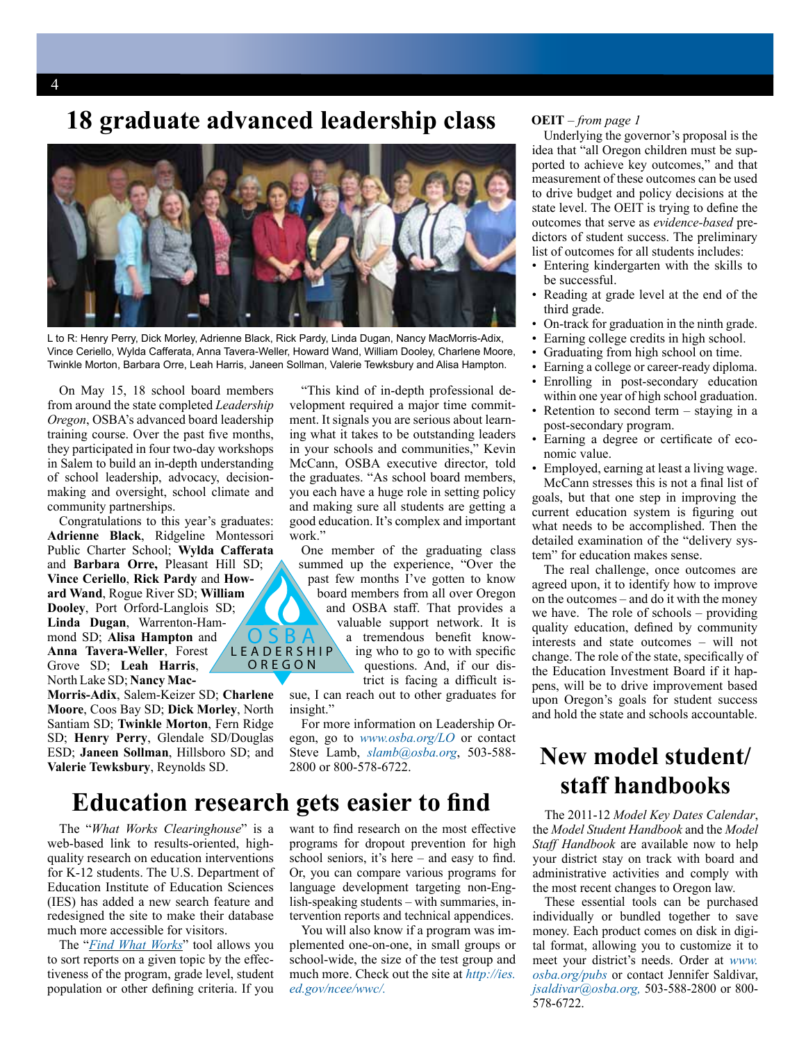# 18 graduate advanced leadership class

L to R: Henry Perry, Dick Morley, Adrienne Black, Rick Pardy, Linda Dugan, Nancy MacMorris-Adix, Vince Ceriello, Wylda Cafferata, Anna Tavera-Weller, Howard Wand, William Dooley, Charlene Moore, Twinkle Morton, Barbara Orre, Leah Harris, Janeen Sollman, Valerie Tewksbury and Alisa Hampton.

On May 15, 18 school board members from around the state completed *Leadership Oregon*, OSBA's advanced board leadership training course. Over the past five months, they participated in four two-day workshops in Salem to build an in-depth understanding of school leadership, advocacy, decision-making and oversight, school climate and community partnerships.

Congratulations to this year's graduates: **Adrienne Black**, Ridgeline Montessori Public Charter School; **Wylda Cafferata** and **Barbara Orre,** Pleasant Hill SD; **Vince Ceriello**, **Rick Pardy** and **Howard Wand**, Rogue River SD; **William Dooley**, Port Orford-Langlois SD; **Linda Dugan**, Warrenton-Hammond SD; **Alisa Hampton** and **Anna Tavera-Weller**, Forest Grove SD; **Leah Harris**, North Lake SD; **Nancy MacMorris-Adix**, Salem-Keizer SD; **Charlene Moore**, Coos Bay SD; **Dick Morley**, North Santiam SD; **Twinkle Morton**, Fern Ridge SD; **Henry Perry**, Glendale SD/Douglas ESD; **Janeen Sollman**, Hillsboro SD; and **Valerie Tewksbury**, Reynolds SD.

"This kind of in-depth professional development required a major time commitment. It signals you are serious about learning what it takes to be outstanding leaders in your schools and communities," Kevin McCann, OSBA executive director, told the graduates. "As school board members, you each have a huge role in setting policy and making sure all students are getting a good education. It's complex and important work."

One member of the graduating class summed up the experience, "Over the past few months I've gotten to know board members from all over Oregon and OSBA staff. That provides a valuable support network. It is a tremendous benefit knowing who to go to with specific questions. And, if our district is facing a difficult issue, I can reach out to other graduates for insight."

OSBA LEADERSHIP OREGON

For more information on Leadership Oregon, go to *www.osba.org/LO* or contact Steve Lamb, *slamb@osba.org*, 503-588-2800 or 800-578-6722.

# Education research gets easier to find

The "*What Works Clearinghouse*" is a web-based link to results-oriented, high-quality research on education interventions for K-12 students. The U.S. Department of Education Institute of Education Sciences (IES) has added a new search feature and redesigned the site to make their database much more accessible for visitors.

The "*Find What Works*" tool allows you to sort reports on a given topic by the effectiveness of the program, grade level, student population or other defining criteria. If you want to find research on the most effective programs for dropout prevention for high school seniors, it's here – and easy to find. Or, you can compare various programs for language development targeting non-English-speaking students – with summaries, intervention reports and technical appendices.

You will also know if a program was implemented one-on-one, in small groups or school-wide, the size of the test group and much more. Check out the site at *http://ies.ed.gov/ncee/wwc/.*

**OEIT** – *from page 1*

Underlying the governor's proposal is the idea that "all Oregon children must be supported to achieve key outcomes," and that measurement of these outcomes can be used to drive budget and policy decisions at the state level. The OEIT is trying to define the outcomes that serve as *evidence-based* predictors of student success. The preliminary list of outcomes for all students includes:

- Entering kindergarten with the skills to be successful.
- Reading at grade level at the end of the third grade.
- On-track for graduation in the ninth grade.
- Earning college credits in high school.
- Graduating from high school on time.
- Earning a college or career-ready diploma.
- Enrolling in post-secondary education within one year of high school graduation.
- Retention to second term – staying in a post-secondary program.
- Earning a degree or certificate of economic value.
- Employed, earning at least a living wage.

McCann stresses this is not a final list of goals, but that one step in improving the current education system is figuring out what needs to be accomplished. Then the detailed examination of the "delivery system" for education makes sense.

The real challenge, once outcomes are agreed upon, it to identify how to improve on the outcomes – and do it with the money we have. The role of schools – providing quality education, defined by community interests and state outcomes – will not change. The role of the state, specifically of the Education Investment Board if it happens, will be to drive improvement based upon Oregon's goals for student success and hold the state and schools accountable.

# New model student/ staff handbooks

The 2011-12 *Model Key Dates Calendar*, the *Model Student Handbook* and the *Model Staff Handbook* are available now to help your district stay on track with board and administrative activities and comply with the most recent changes to Oregon law.

These essential tools can be purchased individually or bundled together to save money. Each product comes on disk in digital format, allowing you to customize it to meet your district's needs. Order at *www.osba.org/pubs* or contact Jennifer Saldivar, *jsaldivar@osba.org,* 503-588-2800 or 800-578-6722.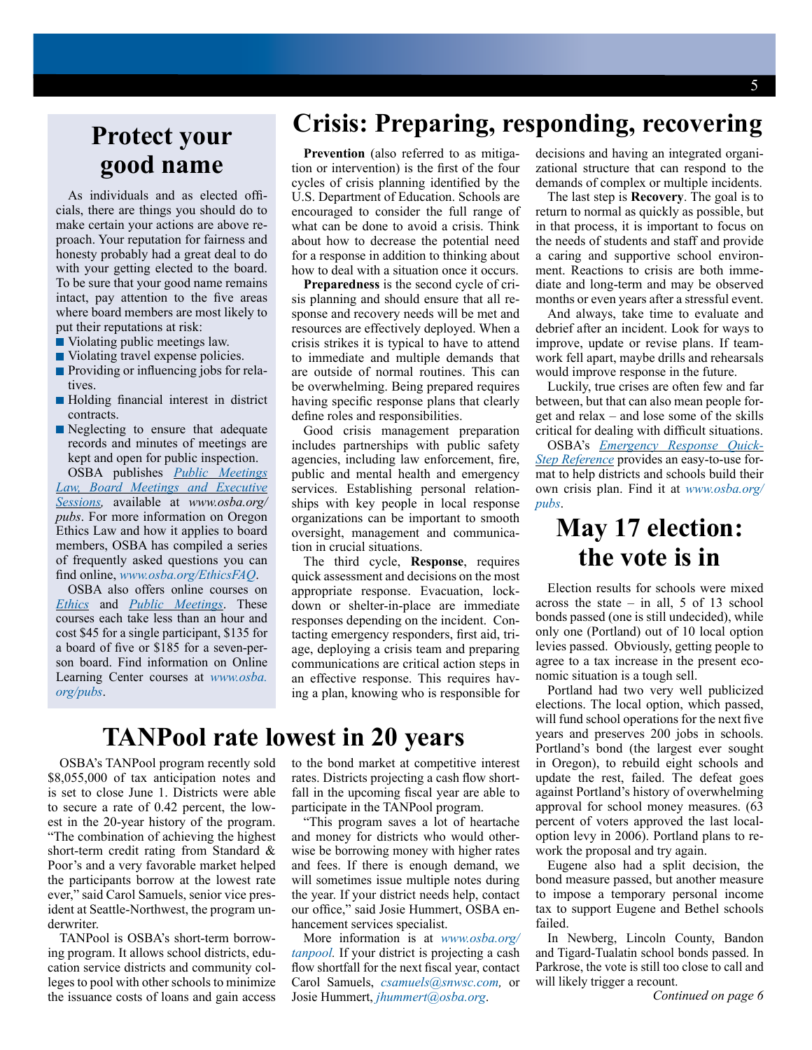## Protect your good name

As individuals and as elected officials, there are things you should do to make certain your actions are above reproach. Your reputation for fairness and honesty probably had a great deal to do with your getting elected to the board. To be sure that your good name remains intact, pay attention to the five areas where board members are most likely to put their reputations at risk:

- Violating public meetings law.
- Violating travel expense policies.
- Providing or influencing jobs for relatives.
- Holding financial interest in district contracts.
- Neglecting to ensure that adequate records and minutes of meetings are kept and open for public inspection.

OSBA publishes *Public Meetings Law, Board Meetings and Executive Sessions,* available at *www.osba.org/pubs*. For more information on Oregon Ethics Law and how it applies to board members, OSBA has compiled a series of frequently asked questions you can find online, *www.osba.org/EthicsFAQ*.

OSBA also offers online courses on *Ethics* and *Public Meetings*. These courses each take less than an hour and cost $45 for a single participant, $135 for a board of five or $185 for a seven-person board. Find information on Online Learning Center courses at *www.osba.org/pubs*.

# Crisis: Preparing, responding, recovering

**Prevention** (also referred to as mitigation or intervention) is the first of the four cycles of crisis planning identified by the U.S. Department of Education. Schools are encouraged to consider the full range of what can be done to avoid a crisis. Think about how to decrease the potential need for a response in addition to thinking about how to deal with a situation once it occurs.

**Preparedness** is the second cycle of crisis planning and should ensure that all response and recovery needs will be met and resources are effectively deployed. When a crisis strikes it is typical to have to attend to immediate and multiple demands that are outside of normal routines. This can be overwhelming. Being prepared requires having specific response plans that clearly define roles and responsibilities.

Good crisis management preparation includes partnerships with public safety agencies, including law enforcement, fire, public and mental health and emergency services. Establishing personal relationships with key people in local response organizations can be important to smooth oversight, management and communication in crucial situations.

The third cycle, **Response**, requires quick assessment and decisions on the most appropriate response. Evacuation, lockdown or shelter-in-place are immediate responses depending on the incident. Contacting emergency responders, first aid, triage, deploying a crisis team and preparing communications are critical action steps in an effective response. This requires having a plan, knowing who is responsible for decisions and having an integrated organizational structure that can respond to the demands of complex or multiple incidents.

The last step is **Recovery**. The goal is to return to normal as quickly as possible, but in that process, it is important to focus on the needs of students and staff and provide a caring and supportive school environment. Reactions to crisis are both immediate and long-term and may be observed months or even years after a stressful event.

And always, take time to evaluate and debrief after an incident. Look for ways to improve, update or revise plans. If teamwork fell apart, maybe drills and rehearsals would improve response in the future.

Luckily, true crises are often few and far between, but that can also mean people forget and relax – and lose some of the skills critical for dealing with difficult situations.

OSBA's *Emergency Response Quick-Step Reference* provides an easy-to-use format to help districts and schools build their own crisis plan. Find it at *www.osba.org/pubs*.

## May 17 election: the vote is in

Election results for schools were mixed across the state – in all, 5 of 13 school bonds passed (one is still undecided), while only one (Portland) out of 10 local option levies passed. Obviously, getting people to agree to a tax increase in the present economic situation is a tough sell.

Portland had two very well publicized elections. The local option, which passed, will fund school operations for the next five years and preserves 200 jobs in schools. Portland's bond (the largest ever sought in Oregon), to rebuild eight schools and update the rest, failed. The defeat goes against Portland's history of overwhelming approval for school money measures. (63 percent of voters approved the last local-option levy in 2006). Portland plans to rework the proposal and try again.

Eugene also had a split decision, the bond measure passed, but another measure to impose a temporary personal income tax to support Eugene and Bethel schools failed.

In Newberg, Lincoln County, Bandon and Tigard-Tualatin school bonds passed. In Parkrose, the vote is still too close to call and will likely trigger a recount.

*Continued on page 6*

## TANPool rate lowest in 20 years

OSBA's TANPool program recently sold $8,055,000 of tax anticipation notes and is set to close June 1. Districts were able to secure a rate of 0.42 percent, the lowest in the 20-year history of the program. "The combination of achieving the highest short-term credit rating from Standard & Poor's and a very favorable market helped the participants borrow at the lowest rate ever," said Carol Samuels, senior vice president at Seattle-Northwest, the program underwriter.

TANPool is OSBA's short-term borrowing program. It allows school districts, education service districts and community colleges to pool with other schools to minimize the issuance costs of loans and gain access to the bond market at competitive interest rates. Districts projecting a cash flow shortfall in the upcoming fiscal year are able to participate in the TANPool program.

"This program saves a lot of heartache and money for districts who would otherwise be borrowing money with higher rates and fees. If there is enough demand, we will sometimes issue multiple notes during the year. If your district needs help, contact our office," said Josie Hummert, OSBA enhancement services specialist.

More information is at *www.osba.org/tanpool.* If your district is projecting a cash flow shortfall for the next fiscal year, contact Carol Samuels, *csamuels@snwsc.com,* or Josie Hummert, *jhummert@osba.org*.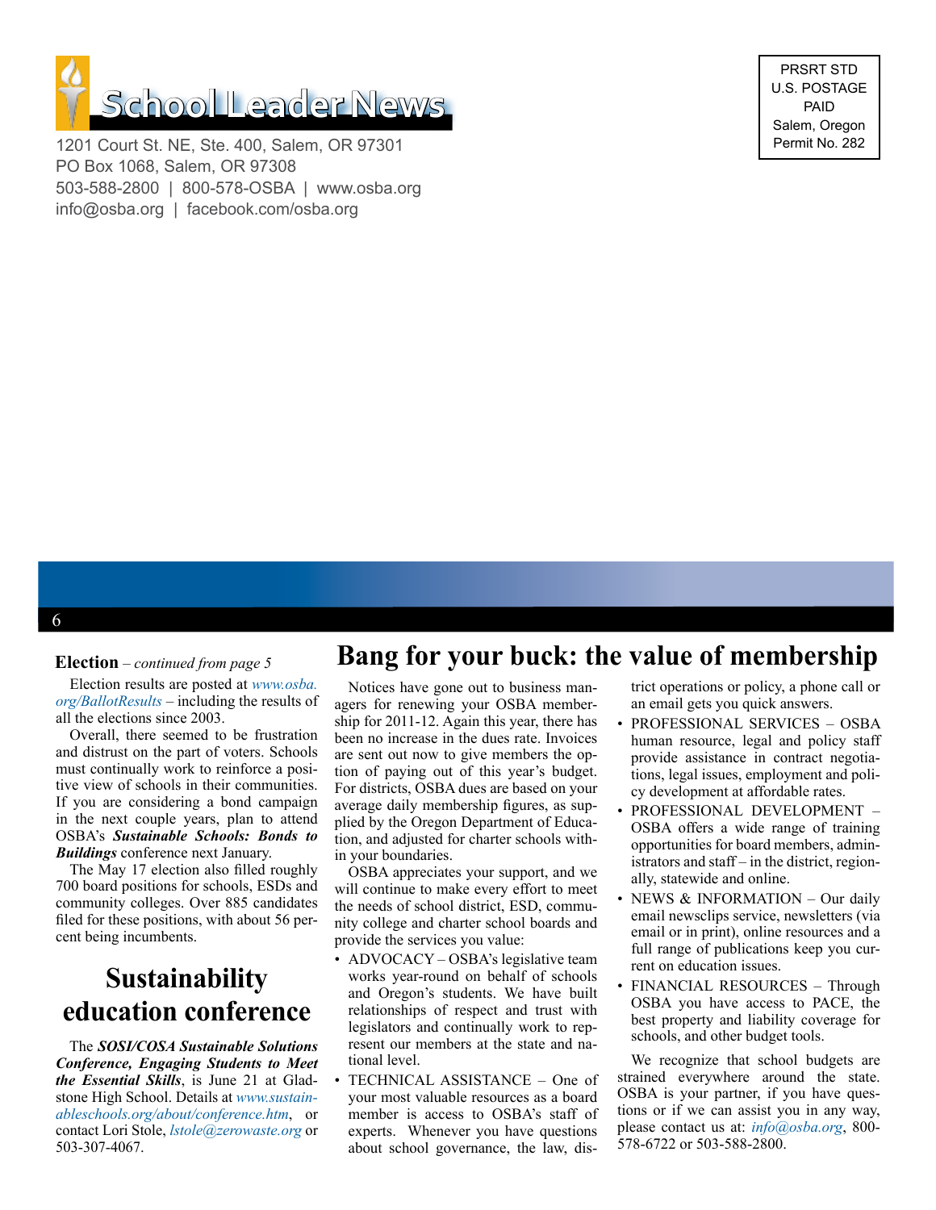# School Leader News

1201 Court St. NE, Ste. 400, Salem, OR 97301
PO Box 1068, Salem, OR 97308
503-588-2800 | 800-578-OSBA | www.osba.org
info@osba.org | facebook.com/osba.org

PRSRT STD
U.S. POSTAGE
PAID
Salem, Oregon
Permit No. 282

**Election** – *continued from page 5*

Election results are posted at *www.osba.org/BallotResults* – including the results of all the elections since 2003.

Overall, there seemed to be frustration and distrust on the part of voters. Schools must continually work to reinforce a positive view of schools in their communities. If you are considering a bond campaign in the next couple years, plan to attend OSBA's ***Sustainable Schools: Bonds to Buildings*** conference next January.

The May 17 election also filled roughly 700 board positions for schools, ESDs and community colleges. Over 885 candidates filed for these positions, with about 56 percent being incumbents.

## Sustainability education conference

The ***SOSI/COSA Sustainable Solutions Conference, Engaging Students to Meet the Essential Skills***, is June 21 at Gladstone High School. Details at *www.sustainableschools.org/about/conference.htm*, or contact Lori Stole, *lstole@zerowaste.org* or 503-307-4067.

## Bang for your buck: the value of membership

Notices have gone out to business managers for renewing your OSBA membership for 2011-12. Again this year, there has been no increase in the dues rate. Invoices are sent out now to give members the option of paying out of this year's budget. For districts, OSBA dues are based on your average daily membership figures, as supplied by the Oregon Department of Education, and adjusted for charter schools within your boundaries.

OSBA appreciates your support, and we will continue to make every effort to meet the needs of school district, ESD, community college and charter school boards and provide the services you value:

- ADVOCACY – OSBA's legislative team works year-round on behalf of schools and Oregon's students. We have built relationships of respect and trust with legislators and continually work to represent our members at the state and national level.
- TECHNICAL ASSISTANCE – One of your most valuable resources as a board member is access to OSBA's staff of experts. Whenever you have questions about school governance, the law, district operations or policy, a phone call or an email gets you quick answers.
- PROFESSIONAL SERVICES – OSBA human resource, legal and policy staff provide assistance in contract negotiations, legal issues, employment and policy development at affordable rates.
- PROFESSIONAL DEVELOPMENT – OSBA offers a wide range of training opportunities for board members, administrators and staff – in the district, regionally, statewide and online.
- NEWS & INFORMATION – Our daily email newsclips service, newsletters (via email or in print), online resources and a full range of publications keep you current on education issues.
- FINANCIAL RESOURCES – Through OSBA you have access to PACE, the best property and liability coverage for schools, and other budget tools.

We recognize that school budgets are strained everywhere around the state. OSBA is your partner, if you have questions or if we can assist you in any way, please contact us at: *info@osba.org*, 800-578-6722 or 503-588-2800.